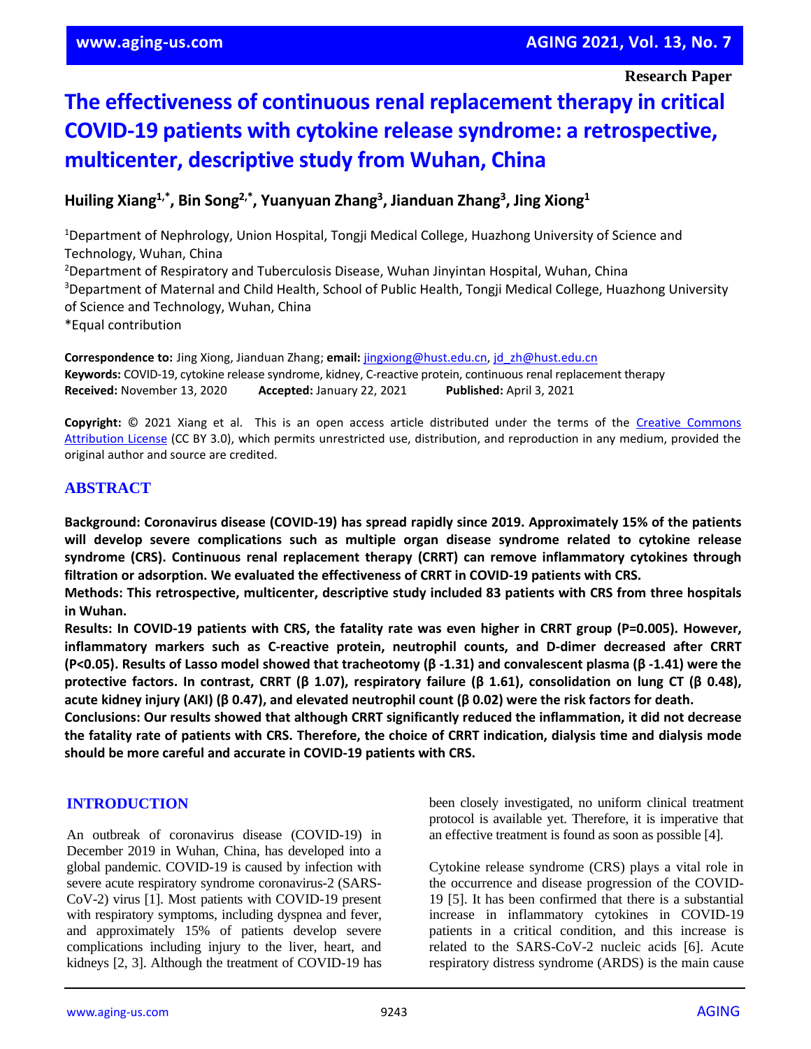**Research Paper**

# The effectiveness of continuous renal replacement therapy in critical COVID-19 patients with cytokine release syndrome: a retrospective, multicenter, descriptive study from Wuhan, China

**Huiling Xiang[1,*], Bin Song[2,*], Yuanyuan Zhang[3], Jianduan Zhang[3], Jing Xiong[1]**

[1]Department of Nephrology, Union Hospital, Tongji Medical College, Huazhong University of Science and Technology, Wuhan, China
[2]Department of Respiratory and Tuberculosis Disease, Wuhan Jinyintan Hospital, Wuhan, China
[3]Department of Maternal and Child Health, School of Public Health, Tongji Medical College, Huazhong University of Science and Technology, Wuhan, China
*Equal contribution

**Correspondence to:** Jing Xiong, Jianduan Zhang; **email:** jingxiong@hust.edu.cn, jd_zh@hust.edu.cn
**Keywords:** COVID-19, cytokine release syndrome, kidney, C-reactive protein, continuous renal replacement therapy
**Received:** November 13, 2020 **Accepted:** January 22, 2021 **Published:** April 3, 2021

**Copyright:** © 2021 Xiang et al. This is an open access article distributed under the terms of the Creative Commons Attribution License (CC BY 3.0), which permits unrestricted use, distribution, and reproduction in any medium, provided the original author and source are credited.

## ABSTRACT

**Background: Coronavirus disease (COVID-19) has spread rapidly since 2019. Approximately 15% of the patients will develop severe complications such as multiple organ disease syndrome related to cytokine release syndrome (CRS). Continuous renal replacement therapy (CRRT) can remove inflammatory cytokines through filtration or adsorption. We evaluated the effectiveness of CRRT in COVID-19 patients with CRS.**

**Methods: This retrospective, multicenter, descriptive study included 83 patients with CRS from three hospitals in Wuhan.**

**Results: In COVID-19 patients with CRS, the fatality rate was even higher in CRRT group (P=0.005). However, inflammatory markers such as C-reactive protein, neutrophil counts, and D-dimer decreased after CRRT (P<0.05). Results of Lasso model showed that tracheotomy (β -1.31) and convalescent plasma (β -1.41) were the protective factors. In contrast, CRRT (β 1.07), respiratory failure (β 1.61), consolidation on lung CT (β 0.48), acute kidney injury (AKI) (β 0.47), and elevated neutrophil count (β 0.02) were the risk factors for death.**

**Conclusions: Our results showed that although CRRT significantly reduced the inflammation, it did not decrease the fatality rate of patients with CRS. Therefore, the choice of CRRT indication, dialysis time and dialysis mode should be more careful and accurate in COVID-19 patients with CRS.**

## INTRODUCTION

An outbreak of coronavirus disease (COVID-19) in December 2019 in Wuhan, China, has developed into a global pandemic. COVID-19 is caused by infection with severe acute respiratory syndrome coronavirus-2 (SARS-CoV-2) virus [1]. Most patients with COVID-19 present with respiratory symptoms, including dyspnea and fever, and approximately 15% of patients develop severe complications including injury to the liver, heart, and kidneys [2, 3]. Although the treatment of COVID-19 has been closely investigated, no uniform clinical treatment protocol is available yet. Therefore, it is imperative that an effective treatment is found as soon as possible [4].

Cytokine release syndrome (CRS) plays a vital role in the occurrence and disease progression of the COVID-19 [5]. It has been confirmed that there is a substantial increase in inflammatory cytokines in COVID-19 patients in a critical condition, and this increase is related to the SARS-CoV-2 nucleic acids [6]. Acute respiratory distress syndrome (ARDS) is the main cause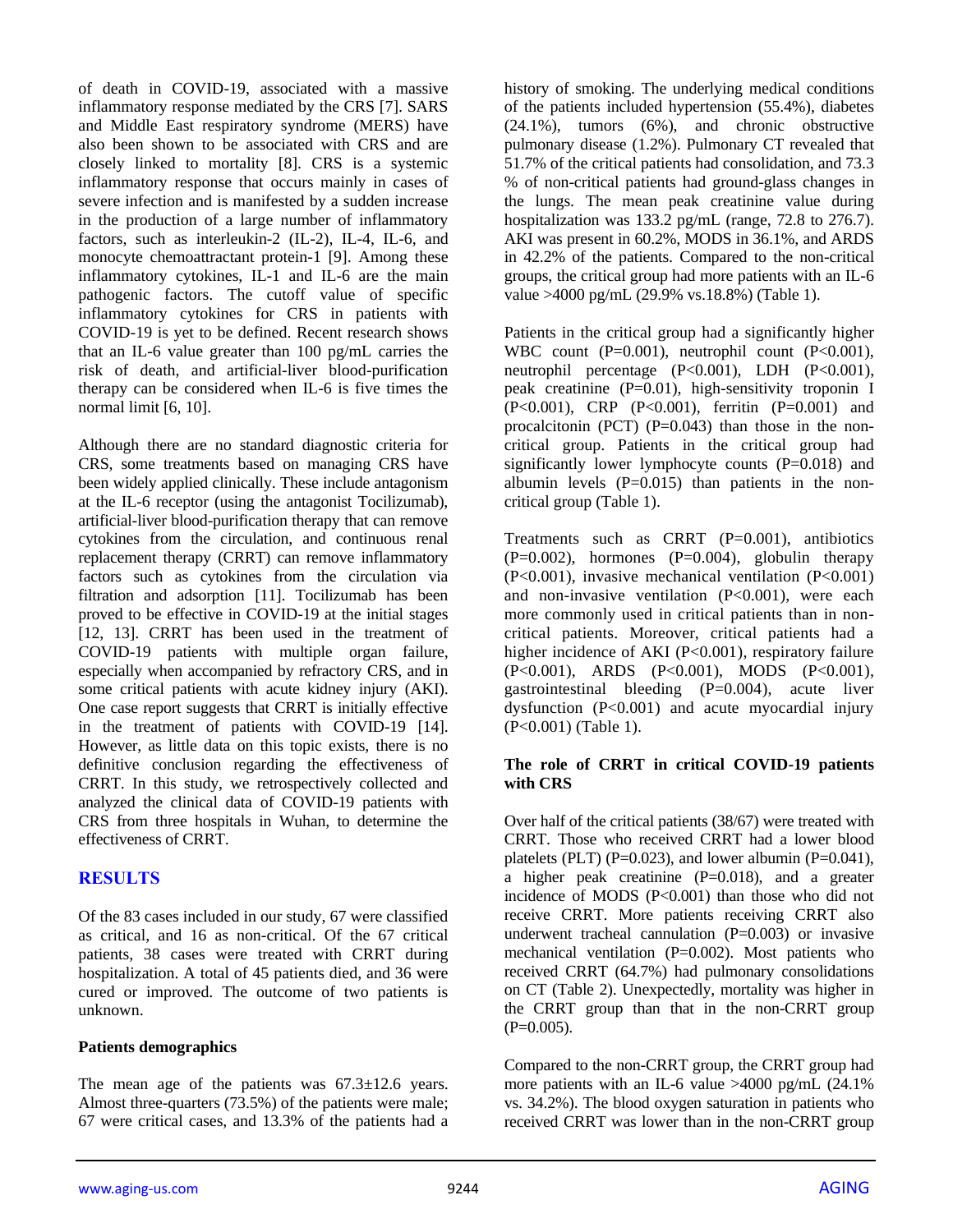of death in COVID-19, associated with a massive inflammatory response mediated by the CRS [7]. SARS and Middle East respiratory syndrome (MERS) have also been shown to be associated with CRS and are closely linked to mortality [8]. CRS is a systemic inflammatory response that occurs mainly in cases of severe infection and is manifested by a sudden increase in the production of a large number of inflammatory factors, such as interleukin-2 (IL-2), IL-4, IL-6, and monocyte chemoattractant protein-1 [9]. Among these inflammatory cytokines, IL-1 and IL-6 are the main pathogenic factors. The cutoff value of specific inflammatory cytokines for CRS in patients with COVID-19 is yet to be defined. Recent research shows that an IL-6 value greater than 100 pg/mL carries the risk of death, and artificial-liver blood-purification therapy can be considered when IL-6 is five times the normal limit [6, 10].

Although there are no standard diagnostic criteria for CRS, some treatments based on managing CRS have been widely applied clinically. These include antagonism at the IL-6 receptor (using the antagonist Tocilizumab), artificial-liver blood-purification therapy that can remove cytokines from the circulation, and continuous renal replacement therapy (CRRT) can remove inflammatory factors such as cytokines from the circulation via filtration and adsorption [11]. Tocilizumab has been proved to be effective in COVID-19 at the initial stages [12, 13]. CRRT has been used in the treatment of COVID-19 patients with multiple organ failure, especially when accompanied by refractory CRS, and in some critical patients with acute kidney injury (AKI). One case report suggests that CRRT is initially effective in the treatment of patients with COVID-19 [14]. However, as little data on this topic exists, there is no definitive conclusion regarding the effectiveness of CRRT. In this study, we retrospectively collected and analyzed the clinical data of COVID-19 patients with CRS from three hospitals in Wuhan, to determine the effectiveness of CRRT.

## RESULTS

Of the 83 cases included in our study, 67 were classified as critical, and 16 as non-critical. Of the 67 critical patients, 38 cases were treated with CRRT during hospitalization. A total of 45 patients died, and 36 were cured or improved. The outcome of two patients is unknown.

### Patients demographics

The mean age of the patients was 67.3±12.6 years. Almost three-quarters (73.5%) of the patients were male; 67 were critical cases, and 13.3% of the patients had a history of smoking. The underlying medical conditions of the patients included hypertension (55.4%), diabetes (24.1%), tumors (6%), and chronic obstructive pulmonary disease (1.2%). Pulmonary CT revealed that 51.7% of the critical patients had consolidation, and 73.3 % of non-critical patients had ground-glass changes in the lungs. The mean peak creatinine value during hospitalization was 133.2 pg/mL (range, 72.8 to 276.7). AKI was present in 60.2%, MODS in 36.1%, and ARDS in 42.2% of the patients. Compared to the non-critical groups, the critical group had more patients with an IL-6 value >4000 pg/mL (29.9% vs.18.8%) (Table 1).

Patients in the critical group had a significantly higher WBC count (P=0.001), neutrophil count (P<0.001), neutrophil percentage (P<0.001), LDH (P<0.001), peak creatinine (P=0.01), high-sensitivity troponin I (P<0.001), CRP (P<0.001), ferritin (P=0.001) and procalcitonin (PCT) (P=0.043) than those in the non-critical group. Patients in the critical group had significantly lower lymphocyte counts (P=0.018) and albumin levels (P=0.015) than patients in the non-critical group (Table 1).

Treatments such as CRRT (P=0.001), antibiotics (P=0.002), hormones (P=0.004), globulin therapy (P<0.001), invasive mechanical ventilation (P<0.001) and non-invasive ventilation (P<0.001), were each more commonly used in critical patients than in non-critical patients. Moreover, critical patients had a higher incidence of AKI (P<0.001), respiratory failure (P<0.001), ARDS (P<0.001), MODS (P<0.001), gastrointestinal bleeding (P=0.004), acute liver dysfunction (P<0.001) and acute myocardial injury (P<0.001) (Table 1).

### The role of CRRT in critical COVID-19 patients with CRS

Over half of the critical patients (38/67) were treated with CRRT. Those who received CRRT had a lower blood platelets (PLT) (P=0.023), and lower albumin (P=0.041), a higher peak creatinine (P=0.018), and a greater incidence of MODS (P<0.001) than those who did not receive CRRT. More patients receiving CRRT also underwent tracheal cannulation (P=0.003) or invasive mechanical ventilation (P=0.002). Most patients who received CRRT (64.7%) had pulmonary consolidations on CT (Table 2). Unexpectedly, mortality was higher in the CRRT group than that in the non-CRRT group (P=0.005).

Compared to the non-CRRT group, the CRRT group had more patients with an IL-6 value >4000 pg/mL (24.1% vs. 34.2%). The blood oxygen saturation in patients who received CRRT was lower than in the non-CRRT group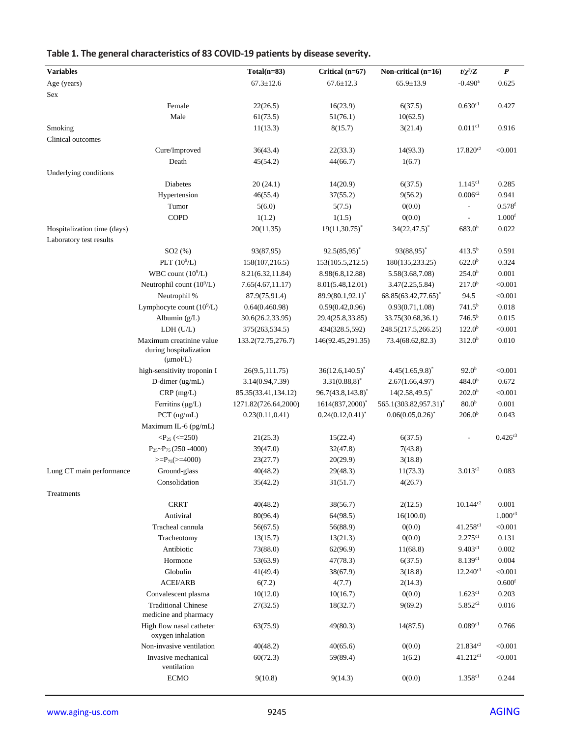**Table 1. The general characteristics of 83 COVID-19 patients by disease severity.**

| Variables | | Total(n=83) | Critical (n=67) | Non-critical (n=16) | $t/\chi^2/Z$ | $P$ |
|---|---|---|---|---|---|---|
| Age (years) | | 67.3±12.6 | 67.6±12.3 | 65.9±13.9 | -0.490[a] | 0.625 |
| Sex | | | | | | |
| | Female | 22(26.5) | 16(23.9) | 6(37.5) | 0.630[c1] | 0.427 |
| | Male | 61(73.5) | 51(76.1) | 10(62.5) | | |
| Smoking | | 11(13.3) | 8(15.7) | 3(21.4) | 0.011[c1] | 0.916 |
| Clinical outcomes | | | | | | |
| | Cure/Improved | 36(43.4) | 22(33.3) | 14(93.3) | 17.820[c2] | <0.001 |
| | Death | 45(54.2) | 44(66.7) | 1(6.7) | | |
| Underlying conditions | | | | | | |
| | Diabetes | 20 (24.1) | 14(20.9) | 6(37.5) | 1.145[c1] | 0.285 |
| | Hypertension | 46(55.4) | 37(55.2) | 9(56.2) | 0.006[c2] | 0.941 |
| | Tumor | 5(6.0) | 5(7.5) | 0(0.0) | - | 0.578[f] |
| | COPD | 1(1.2) | 1(1.5) | 0(0.0) | - | 1.000[f] |
| Hospitalization time (days) | | 20(11,35) | 19(11,30.75)* | 34(22,47.5)* | 683.0[b] | 0.022 |
| Laboratory test results | | | | | | |
| | SO2 (%) | 93(87,95) | 92.5(85,95)* | 93(88,95)* | 413.5[b] | 0.591 |
| | PLT ($10^9$/L) | 158(107,216.5) | 153(105.5,212.5) | 180(135,233.25) | 622.0[b] | 0.324 |
| | WBC count ($10^9$/L) | 8.21(6.32,11.84) | 8.98(6.8,12.88) | 5.58(3.68,7.08) | 254.0[b] | 0.001 |
| | Neutrophil count ($10^9$/L) | 7.65(4.67,11.17) | 8.01(5.48,12.01) | 3.47(2.25,5.84) | 217.0[b] | <0.001 |
| | Neutrophil % | 87.9(75,91.4) | 89.9(80.1,92.1)* | 68.85(63.42,77.65)* | 94.5 | <0.001 |
| | Lymphocyte count ($10^9$/L) | 0.64(0.460.98) | 0.59(0.42,0.96) | 0.93(0.71,1.08) | 741.5[b] | 0.018 |
| | Albumin (g/L) | 30.6(26.2,33.95) | 29.4(25.8,33.85) | 33.75(30.68,36.1) | 746.5[b] | 0.015 |
| | LDH (U/L) | 375(263,534.5) | 434(328.5,592) | 248.5(217.5,266.25) | 122.0[b] | <0.001 |
| | Maximum creatinine value during hospitalization (μmol/L) | 133.2(72.75,276.7) | 146(92.45,291.35) | 73.4(68.62,82.3) | 312.0[b] | 0.010 |
| | high-sensitivity troponin I | 26(9.5,111.75) | 36(12.6,140.5)* | 4.45(1.65,9.8)* | 92.0[b] | <0.001 |
| | D-dimer (ug/mL) | 3.14(0.94,7.39) | 3.31(0.88,8)* | 2.67(1.66,4.97) | 484.0[b] | 0.672 |
| | CRP (mg/L) | 85.35(33.41,134.12) | 96.7(43.8,143.8)* | 14(2.58,49.5)* | 202.0[b] | <0.001 |
| | Ferritins (μg/L) | 1271.82(726.64,2000) | 1614(837,2000)* | 565.1(303.82,957.31)* | 80.0[b] | 0.001 |
| | PCT (ng/mL) | 0.23(0.11,0.41) | 0.24(0.12,0.41)* | 0.06(0.05,0.26)* | 206.0[b] | 0.043 |
| | Maximum IL-6 (pg/mL) | | | | | |
| | $<P_{25}$ (<=250) | 21(25.3) | 15(22.4) | 6(37.5) | - | 0.426[c3] |
| | $P_{25}$~$P_{75}$ (250 -4000) | 39(47.0) | 32(47.8) | 7(43.8) | | |
| | $>=P_{75}$(>=4000) | 23(27.7) | 20(29.9) | 3(18.8) | | |
| Lung CT main performance | Ground-glass | 40(48.2) | 29(48.3) | 11(73.3) | 3.013[c2] | 0.083 |
| | Consolidation | 35(42.2) | 31(51.7) | 4(26.7) | | |
| Treatments | | | | | | |
| | CRRT | 40(48.2) | 38(56.7) | 2(12.5) | 10.144[c2] | 0.001 |
| | Antiviral | 80(96.4) | 64(98.5) | 16(100.0) | | 1.000[c3] |
| | Tracheal cannula | 56(67.5) | 56(88.9) | 0(0.0) | 41.258[c1] | <0.001 |
| | Tracheotomy | 13(15.7) | 13(21.3) | 0(0.0) | 2.275[c1] | 0.131 |
| | Antibiotic | 73(88.0) | 62(96.9) | 11(68.8) | 9.403[c1] | 0.002 |
| | Hormone | 53(63.9) | 47(78.3) | 6(37.5) | 8.139[c1] | 0.004 |
| | Globulin | 41(49.4) | 38(67.9) | 3(18.8) | 12.240[c1] | <0.001 |
| | ACEI/ARB | 6(7.2) | 4(7.7) | 2(14.3) | | 0.600[f] |
| | Convalescent plasma | 10(12.0) | 10(16.7) | 0(0.0) | 1.623[c1] | 0.203 |
| | Traditional Chinese medicine and pharmacy | 27(32.5) | 18(32.7) | 9(69.2) | 5.852[c2] | 0.016 |
| | High flow nasal catheter oxygen inhalation | 63(75.9) | 49(80.3) | 14(87.5) | 0.089[c1] | 0.766 |
| | Non-invasive ventilation | 40(48.2) | 40(65.6) | 0(0.0) | 21.834[c2] | <0.001 |
| | Invasive mechanical ventilation | 60(72.3) | 59(89.4) | 1(6.2) | 41.212[c1] | <0.001 |
| | ECMO | 9(10.8) | 9(14.3) | 0(0.0) | 1.358[c1] | 0.244 |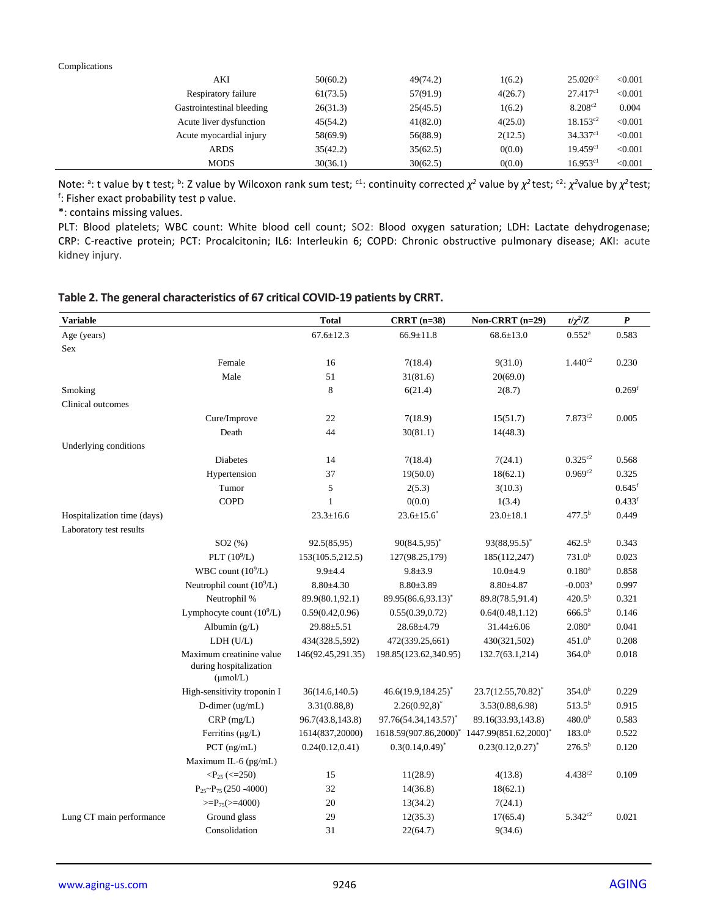| Complications | | | | | | |
|---|---|---|---|---|---|---|
| | AKI | 50(60.2) | 49(74.2) | 1(6.2) | 25.020[c2] | <0.001 |
| | Respiratory failure | 61(73.5) | 57(91.9) | 4(26.7) | 27.417[c1] | <0.001 |
| | Gastrointestinal bleeding | 26(31.3) | 25(45.5) | 1(6.2) | 8.208[c2] | 0.004 |
| | Acute liver dysfunction | 45(54.2) | 41(82.0) | 4(25.0) | 18.153[c2] | <0.001 |
| | Acute myocardial injury | 58(69.9) | 56(88.9) | 2(12.5) | 34.337[c1] | <0.001 |
| | ARDS | 35(42.2) | 35(62.5) | 0(0.0) | 19.459[c1] | <0.001 |
| | MODS | 30(36.1) | 30(62.5) | 0(0.0) | 16.953[c1] | <0.001 |

Note: [a]: t value by t test; [b]: Z value by Wilcoxon rank sum test; [c1]: continuity corrected $\chi^2$ value by $\chi^2$ test; [c2]: $\chi^2$ value by $\chi^2$ test; [f]: Fisher exact probability test p value.

*: contains missing values.

PLT: Blood platelets; WBC count: White blood cell count; SO2: Blood oxygen saturation; LDH: Lactate dehydrogenase; CRP: C-reactive protein; PCT: Procalcitonin; IL6: Interleukin 6; COPD: Chronic obstructive pulmonary disease; AKI: acute kidney injury.

**Table 2. The general characteristics of 67 critical COVID-19 patients by CRRT.**

| Variable | | Total | CRRT (n=38) | Non-CRRT (n=29) | $t/\chi^2/Z$ | P |
|---|---|---|---|---|---|---|
| Age (years) | | 67.6±12.3 | 66.9±11.8 | 68.6±13.0 | 0.552[a] | 0.583 |
| Sex | | | | | | |
| | Female | 16 | 7(18.4) | 9(31.0) | 1.440[c2] | 0.230 |
| | Male | 51 | 31(81.6) | 20(69.0) | | |
| Smoking | | 8 | 6(21.4) | 2(8.7) | | 0.269[f] |
| Clinical outcomes | | | | | | |
| | Cure/Improve | 22 | 7(18.9) | 15(51.7) | 7.873[c2] | 0.005 |
| | Death | 44 | 30(81.1) | 14(48.3) | | |
| Underlying conditions | | | | | | |
| | Diabetes | 14 | 7(18.4) | 7(24.1) | 0.325[c2] | 0.568 |
| | Hypertension | 37 | 19(50.0) | 18(62.1) | 0.969[c2] | 0.325 |
| | Tumor | 5 | 2(5.3) | 3(10.3) | | 0.645[f] |
| | COPD | 1 | 0(0.0) | 1(3.4) | | 0.433[f] |
| Hospitalization time (days) | | 23.3±16.6 | 23.6±15.6* | 23.0±18.1 | 477.5[b] | 0.449 |
| Laboratory test results | | | | | | |
| | SO2 (%) | 92.5(85,95) | 90(84.5,95)* | 93(88,95.5)* | 462.5[b] | 0.343 |
| | PLT ($10^9$/L) | 153(105.5,212.5) | 127(98.25,179) | 185(112,247) | 731.0[b] | 0.023 |
| | WBC count ($10^9$/L) | 9.9±4.4 | 9.8±3.9 | 10.0±4.9 | 0.180[a] | 0.858 |
| | Neutrophil count ($10^9$/L) | 8.80±4.30 | 8.80±3.89 | 8.80±4.87 | -0.003[a] | 0.997 |
| | Neutrophil % | 89.9(80.1,92.1) | 89.95(86.6,93.13)* | 89.8(78.5,91.4) | 420.5[b] | 0.321 |
| | Lymphocyte count ($10^9$/L) | 0.59(0.42,0.96) | 0.55(0.39,0.72) | 0.64(0.48,1.12) | 666.5[b] | 0.146 |
| | Albumin (g/L) | 29.88±5.51 | 28.68±4.79 | 31.44±6.06 | 2.080[a] | 0.041 |
| | LDH (U/L) | 434(328.5,592) | 472(339.25,661) | 430(321,502) | 451.0[b] | 0.208 |
| | Maximum creatinine value during hospitalization (μmol/L) | 146(92.45,291.35) | 198.85(123.62,340.95) | 132.7(63.1,214) | 364.0[b] | 0.018 |
| | High-sensitivity troponin I | 36(14.6,140.5) | 46.6(19.9,184.25)* | 23.7(12.55,70.82)* | 354.0[b] | 0.229 |
| | D-dimer (ug/mL) | 3.31(0.88,8) | 2.26(0.92,8)* | 3.53(0.88,6.98) | 513.5[b] | 0.915 |
| | CRP (mg/L) | 96.7(43.8,143.8) | 97.76(54.34,143.57)* | 89.16(33.93,143.8) | 480.0[b] | 0.583 |
| | Ferritins (μg/L) | 1614(837,20000) | 1618.59(907.86,2000)* | 1447.99(851.62,2000)* | 183.0[b] | 0.522 |
| | PCT (ng/mL) | 0.24(0.12,0.41) | 0.3(0.14,0.49)* | 0.23(0.12,0.27)* | 276.5[b] | 0.120 |
| | Maximum IL-6 (pg/mL) | | | | | |
| | <$P_{25}$ (<=250) | 15 | 11(28.9) | 4(13.8) | 4.438[c2] | 0.109 |
| | $P_{25}$~$P_{75}$ (250 -4000) | 32 | 14(36.8) | 18(62.1) | | |
| | >=$P_{75}$(>=4000) | 20 | 13(34.2) | 7(24.1) | | |
| Lung CT main performance | Ground glass | 29 | 12(35.3) | 17(65.4) | 5.342[c2] | 0.021 |
| | Consolidation | 31 | 22(64.7) | 9(34.6) | | |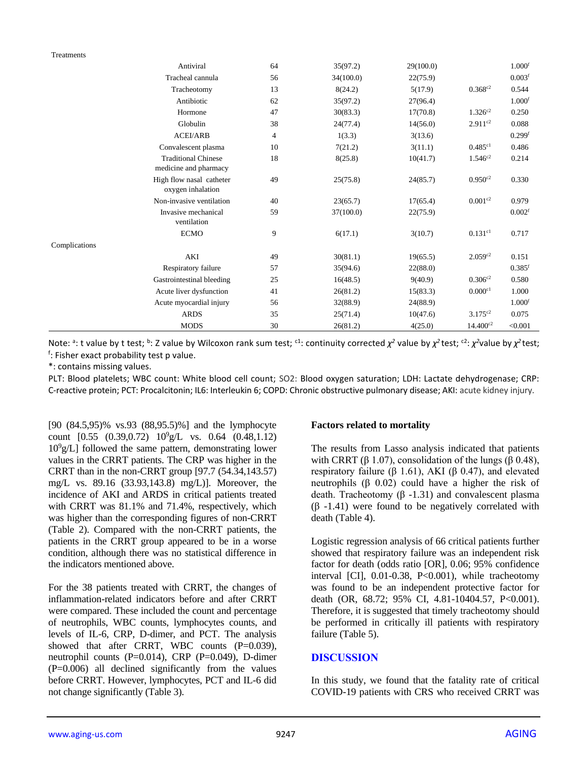| | | | | | | |
|---|---|---|---|---|---|---|
| Treatments | | | | | | |
| | Antiviral | 64 | 35(97.2) | 29(100.0) | | 1.000[f] |
| | Tracheal cannula | 56 | 34(100.0) | 22(75.9) | | 0.003[f] |
| | Tracheotomy | 13 | 8(24.2) | 5(17.9) | 0.368[c2] | 0.544 |
| | Antibiotic | 62 | 35(97.2) | 27(96.4) | | 1.000[f] |
| | Hormone | 47 | 30(83.3) | 17(70.8) | 1.326[c2] | 0.250 |
| | Globulin | 38 | 24(77.4) | 14(56.0) | 2.911[c2] | 0.088 |
| | ACEI/ARB | 4 | 1(3.3) | 3(13.6) | | 0.299[f] |
| | Convalescent plasma | 10 | 7(21.2) | 3(11.1) | 0.485[c1] | 0.486 |
| | Traditional Chinese medicine and pharmacy | 18 | 8(25.8) | 10(41.7) | 1.546[c2] | 0.214 |
| | High flow nasal catheter oxygen inhalation | 49 | 25(75.8) | 24(85.7) | 0.950[c2] | 0.330 |
| | Non-invasive ventilation | 40 | 23(65.7) | 17(65.4) | 0.001[c2] | 0.979 |
| | Invasive mechanical ventilation | 59 | 37(100.0) | 22(75.9) | | 0.002[f] |
| | ECMO | 9 | 6(17.1) | 3(10.7) | 0.131[c1] | 0.717 |
| Complications | | | | | | |
| | AKI | 49 | 30(81.1) | 19(65.5) | 2.059[c2] | 0.151 |
| | Respiratory failure | 57 | 35(94.6) | 22(88.0) | | 0.385[f] |
| | Gastrointestinal bleeding | 25 | 16(48.5) | 9(40.9) | 0.306[c2] | 0.580 |
| | Acute liver dysfunction | 41 | 26(81.2) | 15(83.3) | 0.000[c1] | 1.000 |
| | Acute myocardial injury | 56 | 32(88.9) | 24(88.9) | | 1.000[f] |
| | ARDS | 35 | 25(71.4) | 10(47.6) | 3.175[c2] | 0.075 |
| | MODS | 30 | 26(81.2) | 4(25.0) | 14.400[c2] | <0.001 |

Note: [a]: t value by t test; [b]: Z value by Wilcoxon rank sum test; [c1]: continuity corrected $\chi^2$ value by $\chi^2$ test; [c2]: $\chi^2$ value by $\chi^2$ test; [f]: Fisher exact probability test p value.

*: contains missing values.

PLT: Blood platelets; WBC count: White blood cell count; SO2: Blood oxygen saturation; LDH: Lactate dehydrogenase; CRP: C-reactive protein; PCT: Procalcitonin; IL6: Interleukin 6; COPD: Chronic obstructive pulmonary disease; AKI: acute kidney injury.

[90 (84.5,95)% vs.93 (88,95.5)%] and the lymphocyte count [0.55 (0.39,0.72) $10^9$g/L vs. 0.64 (0.48,1.12) $10^9$g/L] followed the same pattern, demonstrating lower values in the CRRT patients. The CRP was higher in the CRRT than in the non-CRRT group [97.7 (54.34,143.57) mg/L vs. 89.16 (33.93,143.8) mg/L)]. Moreover, the incidence of AKI and ARDS in critical patients treated with CRRT was 81.1% and 71.4%, respectively, which was higher than the corresponding figures of non-CRRT (Table 2). Compared with the non-CRRT patients, the patients in the CRRT group appeared to be in a worse condition, although there was no statistical difference in the indicators mentioned above.

For the 38 patients treated with CRRT, the changes of inflammation-related indicators before and after CRRT were compared. These included the count and percentage of neutrophils, WBC counts, lymphocytes counts, and levels of IL-6, CRP, D-dimer, and PCT. The analysis showed that after CRRT, WBC counts (P=0.039), neutrophil counts (P=0.014), CRP (P=0.049), D-dimer (P=0.006) all declined significantly from the values before CRRT. However, lymphocytes, PCT and IL-6 did not change significantly (Table 3).

### Factors related to mortality

The results from Lasso analysis indicated that patients with CRRT (β 1.07), consolidation of the lungs (β 0.48), respiratory failure (β 1.61), AKI (β 0.47), and elevated neutrophils (β 0.02) could have a higher the risk of death. Tracheotomy (β -1.31) and convalescent plasma (β -1.41) were found to be negatively correlated with death (Table 4).

Logistic regression analysis of 66 critical patients further showed that respiratory failure was an independent risk factor for death (odds ratio [OR], 0.06; 95% confidence interval [CI], 0.01-0.38, P<0.001), while tracheotomy was found to be an independent protective factor for death (OR, 68.72; 95% CI, 4.81-10404.57, P<0.001). Therefore, it is suggested that timely tracheotomy should be performed in critically ill patients with respiratory failure (Table 5).

## DISCUSSION

In this study, we found that the fatality rate of critical COVID-19 patients with CRS who received CRRT was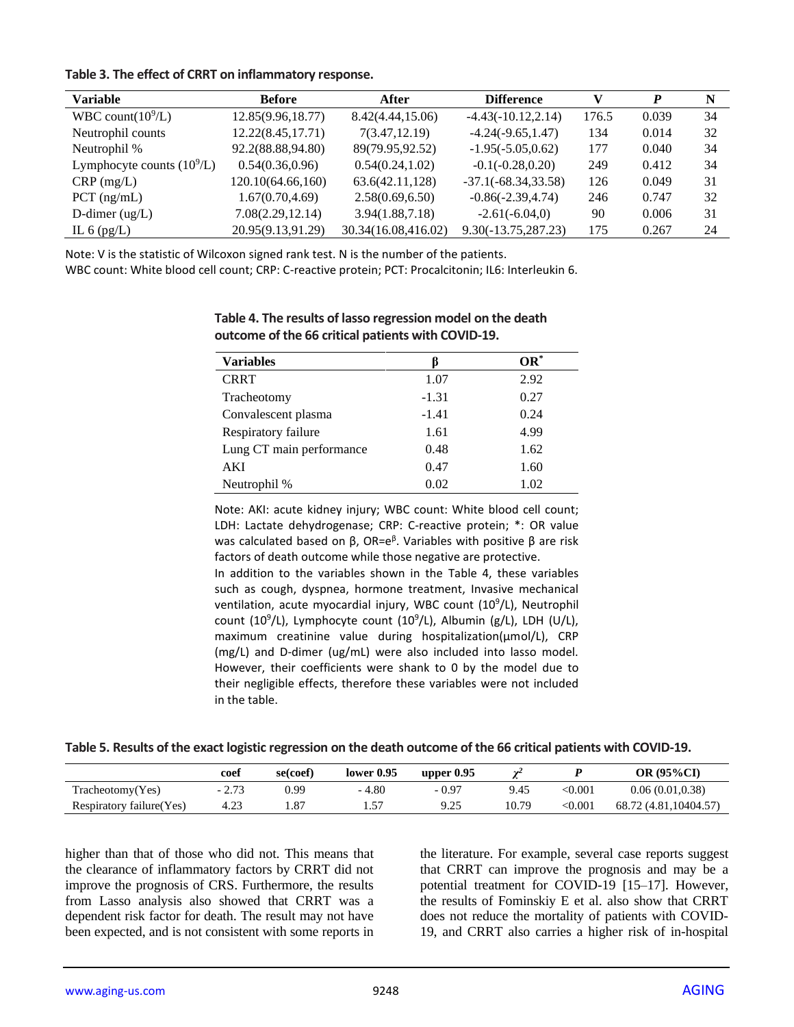**Table 3. The effect of CRRT on inflammatory response.**

| Variable | Before | After | Difference | V | *P* | N |
|---|---|---|---|---|---|---|
| WBC count($10^9$/L) | 12.85(9.96,18.77) | 8.42(4.44,15.06) | -4.43(-10.12,2.14) | 176.5 | 0.039 | 34 |
| Neutrophil counts | 12.22(8.45,17.71) | 7(3.47,12.19) | -4.24(-9.65,1.47) | 134 | 0.014 | 32 |
| Neutrophil % | 92.2(88.88,94.80) | 89(79.95,92.52) | -1.95(-5.05,0.62) | 177 | 0.040 | 34 |
| Lymphocyte counts ($10^9$/L) | 0.54(0.36,0.96) | 0.54(0.24,1.02) | -0.1(-0.28,0.20) | 249 | 0.412 | 34 |
| CRP (mg/L) | 120.10(64.66,160) | 63.6(42.11,128) | -37.1(-68.34,33.58) | 126 | 0.049 | 31 |
| PCT (ng/mL) | 1.67(0.70,4.69) | 2.58(0.69,6.50) | -0.86(-2.39,4.74) | 246 | 0.747 | 32 |
| D-dimer (ug/L) | 7.08(2.29,12.14) | 3.94(1.88,7.18) | -2.61(-6.04,0) | 90 | 0.006 | 31 |
| IL 6 (pg/L) | 20.95(9.13,91.29) | 30.34(16.08,416.02) | 9.30(-13.75,287.23) | 175 | 0.267 | 24 |

Note: V is the statistic of Wilcoxon signed rank test. N is the number of the patients.
WBC count: White blood cell count; CRP: C-reactive protein; PCT: Procalcitonin; IL6: Interleukin 6.

**Table 4. The results of lasso regression model on the death outcome of the 66 critical patients with COVID-19.**

| Variables | β | OR* |
|---|---|---|
| CRRT | 1.07 | 2.92 |
| Tracheotomy | -1.31 | 0.27 |
| Convalescent plasma | -1.41 | 0.24 |
| Respiratory failure | 1.61 | 4.99 |
| Lung CT main performance | 0.48 | 1.62 |
| AKI | 0.47 | 1.60 |
| Neutrophil % | 0.02 | 1.02 |

Note: AKI: acute kidney injury; WBC count: White blood cell count; LDH: Lactate dehydrogenase; CRP: C-reactive protein; *: OR value was calculated based on β, OR=$e^{\beta}$. Variables with positive β are risk factors of death outcome while those negative are protective.
In addition to the variables shown in the Table 4, these variables such as cough, dyspnea, hormone treatment, Invasive mechanical ventilation, acute myocardial injury, WBC count ($10^9$/L), Neutrophil count ($10^9$/L), Lymphocyte count ($10^9$/L), Albumin (g/L), LDH (U/L), maximum creatinine value during hospitalization(μmol/L), CRP (mg/L) and D-dimer (ug/mL) were also included into lasso model. However, their coefficients were shank to 0 by the model due to their negligible effects, therefore these variables were not included in the table.

**Table 5. Results of the exact logistic regression on the death outcome of the 66 critical patients with COVID-19.**

| | coef | se(coef) | lower 0.95 | upper 0.95 | $\chi^2$ | *P* | OR (95%CI) |
|---|---|---|---|---|---|---|---|
| Tracheotomy(Yes) | - 2.73 | 0.99 | - 4.80 | - 0.97 | 9.45 | <0.001 | 0.06 (0.01,0.38) |
| Respiratory failure(Yes) | 4.23 | 1.87 | 1.57 | 9.25 | 10.79 | <0.001 | 68.72 (4.81,10404.57) |

higher than that of those who did not. This means that the clearance of inflammatory factors by CRRT did not improve the prognosis of CRS. Furthermore, the results from Lasso analysis also showed that CRRT was a dependent risk factor for death. The result may not have been expected, and is not consistent with some reports in the literature. For example, several case reports suggest that CRRT can improve the prognosis and may be a potential treatment for COVID-19 [15–17]. However, the results of Fominskiy E et al. also show that CRRT does not reduce the mortality of patients with COVID-19, and CRRT also carries a higher risk of in-hospital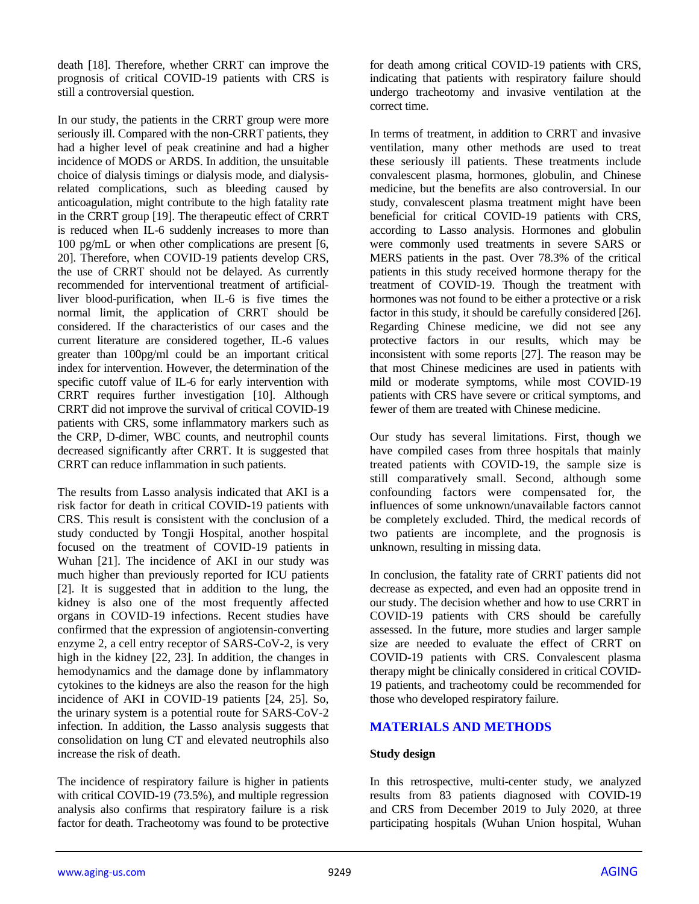death [18]. Therefore, whether CRRT can improve the prognosis of critical COVID-19 patients with CRS is still a controversial question.

In our study, the patients in the CRRT group were more seriously ill. Compared with the non-CRRT patients, they had a higher level of peak creatinine and had a higher incidence of MODS or ARDS. In addition, the unsuitable choice of dialysis timings or dialysis mode, and dialysis-related complications, such as bleeding caused by anticoagulation, might contribute to the high fatality rate in the CRRT group [19]. The therapeutic effect of CRRT is reduced when IL-6 suddenly increases to more than 100 pg/mL or when other complications are present [6, 20]. Therefore, when COVID-19 patients develop CRS, the use of CRRT should not be delayed. As currently recommended for interventional treatment of artificial-liver blood-purification, when IL-6 is five times the normal limit, the application of CRRT should be considered. If the characteristics of our cases and the current literature are considered together, IL-6 values greater than 100pg/ml could be an important critical index for intervention. However, the determination of the specific cutoff value of IL-6 for early intervention with CRRT requires further investigation [10]. Although CRRT did not improve the survival of critical COVID-19 patients with CRS, some inflammatory markers such as the CRP, D-dimer, WBC counts, and neutrophil counts decreased significantly after CRRT. It is suggested that CRRT can reduce inflammation in such patients.

The results from Lasso analysis indicated that AKI is a risk factor for death in critical COVID-19 patients with CRS. This result is consistent with the conclusion of a study conducted by Tongji Hospital, another hospital focused on the treatment of COVID-19 patients in Wuhan [21]. The incidence of AKI in our study was much higher than previously reported for ICU patients [2]. It is suggested that in addition to the lung, the kidney is also one of the most frequently affected organs in COVID-19 infections. Recent studies have confirmed that the expression of angiotensin-converting enzyme 2, a cell entry receptor of SARS-CoV-2, is very high in the kidney [22, 23]. In addition, the changes in hemodynamics and the damage done by inflammatory cytokines to the kidneys are also the reason for the high incidence of AKI in COVID-19 patients [24, 25]. So, the urinary system is a potential route for SARS-CoV-2 infection. In addition, the Lasso analysis suggests that consolidation on lung CT and elevated neutrophils also increase the risk of death.

The incidence of respiratory failure is higher in patients with critical COVID-19 (73.5%), and multiple regression analysis also confirms that respiratory failure is a risk factor for death. Tracheotomy was found to be protective for death among critical COVID-19 patients with CRS, indicating that patients with respiratory failure should undergo tracheotomy and invasive ventilation at the correct time.

In terms of treatment, in addition to CRRT and invasive ventilation, many other methods are used to treat these seriously ill patients. These treatments include convalescent plasma, hormones, globulin, and Chinese medicine, but the benefits are also controversial. In our study, convalescent plasma treatment might have been beneficial for critical COVID-19 patients with CRS, according to Lasso analysis. Hormones and globulin were commonly used treatments in severe SARS or MERS patients in the past. Over 78.3% of the critical patients in this study received hormone therapy for the treatment of COVID-19. Though the treatment with hormones was not found to be either a protective or a risk factor in this study, it should be carefully considered [26]. Regarding Chinese medicine, we did not see any protective factors in our results, which may be inconsistent with some reports [27]. The reason may be that most Chinese medicines are used in patients with mild or moderate symptoms, while most COVID-19 patients with CRS have severe or critical symptoms, and fewer of them are treated with Chinese medicine.

Our study has several limitations. First, though we have compiled cases from three hospitals that mainly treated patients with COVID-19, the sample size is still comparatively small. Second, although some confounding factors were compensated for, the influences of some unknown/unavailable factors cannot be completely excluded. Third, the medical records of two patients are incomplete, and the prognosis is unknown, resulting in missing data.

In conclusion, the fatality rate of CRRT patients did not decrease as expected, and even had an opposite trend in our study. The decision whether and how to use CRRT in COVID-19 patients with CRS should be carefully assessed. In the future, more studies and larger sample size are needed to evaluate the effect of CRRT on COVID-19 patients with CRS. Convalescent plasma therapy might be clinically considered in critical COVID-19 patients, and tracheotomy could be recommended for those who developed respiratory failure.

## MATERIALS AND METHODS

### Study design

In this retrospective, multi-center study, we analyzed results from 83 patients diagnosed with COVID-19 and CRS from December 2019 to July 2020, at three participating hospitals (Wuhan Union hospital, Wuhan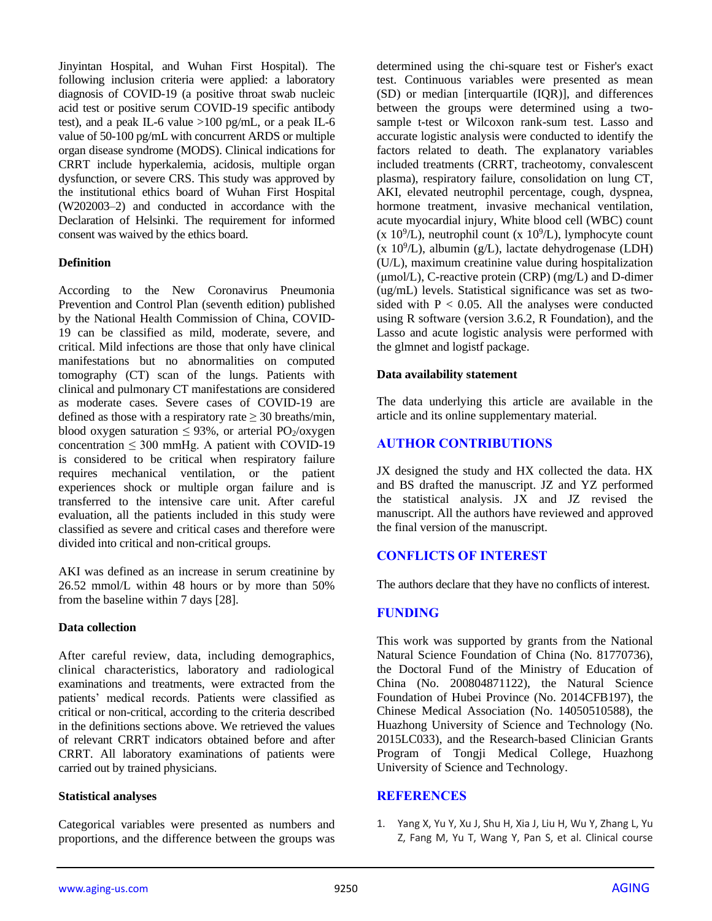Jinyintan Hospital, and Wuhan First Hospital). The following inclusion criteria were applied: a laboratory diagnosis of COVID-19 (a positive throat swab nucleic acid test or positive serum COVID-19 specific antibody test), and a peak IL-6 value >100 pg/mL, or a peak IL-6 value of 50-100 pg/mL with concurrent ARDS or multiple organ disease syndrome (MODS). Clinical indications for CRRT include hyperkalemia, acidosis, multiple organ dysfunction, or severe CRS. This study was approved by the institutional ethics board of Wuhan First Hospital (W202003–2) and conducted in accordance with the Declaration of Helsinki. The requirement for informed consent was waived by the ethics board.

### Definition

According to the New Coronavirus Pneumonia Prevention and Control Plan (seventh edition) published by the National Health Commission of China, COVID-19 can be classified as mild, moderate, severe, and critical. Mild infections are those that only have clinical manifestations but no abnormalities on computed tomography (CT) scan of the lungs. Patients with clinical and pulmonary CT manifestations are considered as moderate cases. Severe cases of COVID-19 are defined as those with a respiratory rate $\geq$ 30 breaths/min, blood oxygen saturation $\leq$ 93%, or arterial $PO_2$/oxygen concentration $\leq$ 300 mmHg. A patient with COVID-19 is considered to be critical when respiratory failure requires mechanical ventilation, or the patient experiences shock or multiple organ failure and is transferred to the intensive care unit. After careful evaluation, all the patients included in this study were classified as severe and critical cases and therefore were divided into critical and non-critical groups.

AKI was defined as an increase in serum creatinine by 26.52 mmol/L within 48 hours or by more than 50% from the baseline within 7 days [28].

### Data collection

After careful review, data, including demographics, clinical characteristics, laboratory and radiological examinations and treatments, were extracted from the patients' medical records. Patients were classified as critical or non-critical, according to the criteria described in the definitions sections above. We retrieved the values of relevant CRRT indicators obtained before and after CRRT. All laboratory examinations of patients were carried out by trained physicians.

### Statistical analyses

Categorical variables were presented as numbers and proportions, and the difference between the groups was determined using the chi-square test or Fisher's exact test. Continuous variables were presented as mean (SD) or median [interquartile (IQR)], and differences between the groups were determined using a two-sample t-test or Wilcoxon rank-sum test. Lasso and accurate logistic analysis were conducted to identify the factors related to death. The explanatory variables included treatments (CRRT, tracheotomy, convalescent plasma), respiratory failure, consolidation on lung CT, AKI, elevated neutrophil percentage, cough, dyspnea, hormone treatment, invasive mechanical ventilation, acute myocardial injury, White blood cell (WBC) count (x $10^9$/L), neutrophil count (x $10^9$/L), lymphocyte count (x $10^9$/L), albumin (g/L), lactate dehydrogenase (LDH) (U/L), maximum creatinine value during hospitalization (μmol/L), C-reactive protein (CRP) (mg/L) and D-dimer (ug/mL) levels. Statistical significance was set as two-sided with $P < 0.05$. All the analyses were conducted using R software (version 3.6.2, R Foundation), and the Lasso and acute logistic analysis were performed with the glmnet and logistf package.

### Data availability statement

The data underlying this article are available in the article and its online supplementary material.

## AUTHOR CONTRIBUTIONS

JX designed the study and HX collected the data. HX and BS drafted the manuscript. JZ and YZ performed the statistical analysis. JX and JZ revised the manuscript. All the authors have reviewed and approved the final version of the manuscript.

## CONFLICTS OF INTEREST

The authors declare that they have no conflicts of interest.

## FUNDING

This work was supported by grants from the National Natural Science Foundation of China (No. 81770736), the Doctoral Fund of the Ministry of Education of China (No. 200804871122), the Natural Science Foundation of Hubei Province (No. 2014CFB197), the Chinese Medical Association (No. 14050510588), the Huazhong University of Science and Technology (No. 2015LC033), and the Research-based Clinician Grants Program of Tongji Medical College, Huazhong University of Science and Technology.

## REFERENCES

1. Yang X, Yu Y, Xu J, Shu H, Xia J, Liu H, Wu Y, Zhang L, Yu Z, Fang M, Yu T, Wang Y, Pan S, et al. Clinical course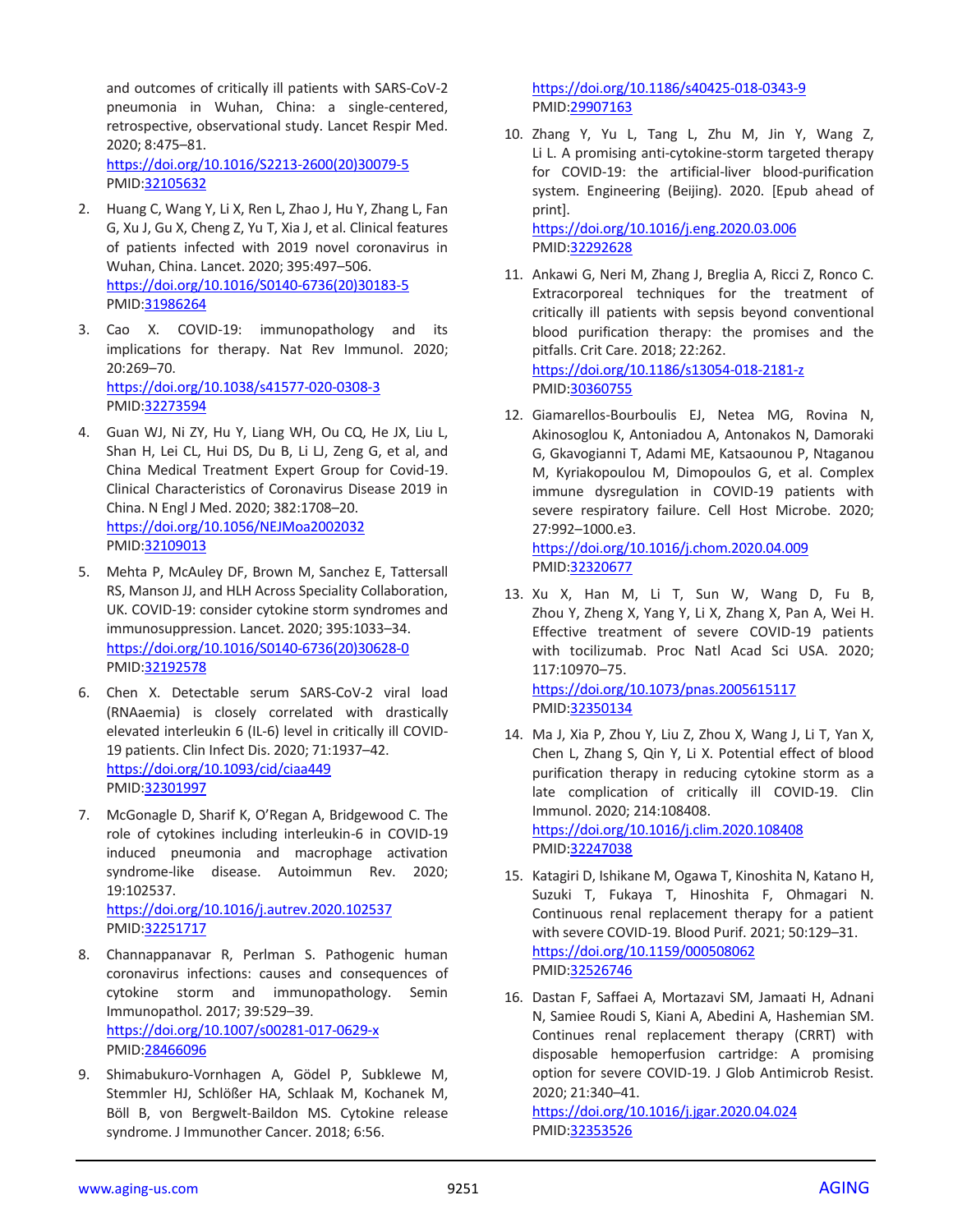and outcomes of critically ill patients with SARS-CoV-2 pneumonia in Wuhan, China: a single-centered, retrospective, observational study. Lancet Respir Med. 2020; 8:475–81.
https://doi.org/10.1016/S2213-2600(20)30079-5
PMID:32105632

2. Huang C, Wang Y, Li X, Ren L, Zhao J, Hu Y, Zhang L, Fan G, Xu J, Gu X, Cheng Z, Yu T, Xia J, et al. Clinical features of patients infected with 2019 novel coronavirus in Wuhan, China. Lancet. 2020; 395:497–506.
https://doi.org/10.1016/S0140-6736(20)30183-5
PMID:31986264

3. Cao X. COVID-19: immunopathology and its implications for therapy. Nat Rev Immunol. 2020; 20:269–70.
https://doi.org/10.1038/s41577-020-0308-3
PMID:32273594

4. Guan WJ, Ni ZY, Hu Y, Liang WH, Ou CQ, He JX, Liu L, Shan H, Lei CL, Hui DS, Du B, Li LJ, Zeng G, et al, and China Medical Treatment Expert Group for Covid-19. Clinical Characteristics of Coronavirus Disease 2019 in China. N Engl J Med. 2020; 382:1708–20.
https://doi.org/10.1056/NEJMoa2002032
PMID:32109013

5. Mehta P, McAuley DF, Brown M, Sanchez E, Tattersall RS, Manson JJ, and HLH Across Speciality Collaboration, UK. COVID-19: consider cytokine storm syndromes and immunosuppression. Lancet. 2020; 395:1033–34.
https://doi.org/10.1016/S0140-6736(20)30628-0
PMID:32192578

6. Chen X. Detectable serum SARS-CoV-2 viral load (RNAaemia) is closely correlated with drastically elevated interleukin 6 (IL-6) level in critically ill COVID-19 patients. Clin Infect Dis. 2020; 71:1937–42.
https://doi.org/10.1093/cid/ciaa449
PMID:32301997

7. McGonagle D, Sharif K, O'Regan A, Bridgewood C. The role of cytokines including interleukin-6 in COVID-19 induced pneumonia and macrophage activation syndrome-like disease. Autoimmun Rev. 2020; 19:102537.
https://doi.org/10.1016/j.autrev.2020.102537
PMID:32251717

8. Channappanavar R, Perlman S. Pathogenic human coronavirus infections: causes and consequences of cytokine storm and immunopathology. Semin Immunopathol. 2017; 39:529–39.
https://doi.org/10.1007/s00281-017-0629-x
PMID:28466096

9. Shimabukuro-Vornhagen A, Gödel P, Subklewe M, Stemmler HJ, Schlößer HA, Schlaak M, Kochanek M, Böll B, von Bergwelt-Baildon MS. Cytokine release syndrome. J Immunother Cancer. 2018; 6:56.
https://doi.org/10.1186/s40425-018-0343-9
PMID:29907163

10. Zhang Y, Yu L, Tang L, Zhu M, Jin Y, Wang Z, Li L. A promising anti-cytokine-storm targeted therapy for COVID-19: the artificial-liver blood-purification system. Engineering (Beijing). 2020. [Epub ahead of print].
https://doi.org/10.1016/j.eng.2020.03.006
PMID:32292628

11. Ankawi G, Neri M, Zhang J, Breglia A, Ricci Z, Ronco C. Extracorporeal techniques for the treatment of critically ill patients with sepsis beyond conventional blood purification therapy: the promises and the pitfalls. Crit Care. 2018; 22:262.
https://doi.org/10.1186/s13054-018-2181-z
PMID:30360755

12. Giamarellos-Bourboulis EJ, Netea MG, Rovina N, Akinosoglou K, Antoniadou A, Antonakos N, Damoraki G, Gkavogianni T, Adami ME, Katsaounou P, Ntaganou M, Kyriakopoulou M, Dimopoulos G, et al. Complex immune dysregulation in COVID-19 patients with severe respiratory failure. Cell Host Microbe. 2020; 27:992–1000.e3.
https://doi.org/10.1016/j.chom.2020.04.009
PMID:32320677

13. Xu X, Han M, Li T, Sun W, Wang D, Fu B, Zhou Y, Zheng X, Yang Y, Li X, Zhang X, Pan A, Wei H. Effective treatment of severe COVID-19 patients with tocilizumab. Proc Natl Acad Sci USA. 2020; 117:10970–75.
https://doi.org/10.1073/pnas.2005615117
PMID:32350134

14. Ma J, Xia P, Zhou Y, Liu Z, Zhou X, Wang J, Li T, Yan X, Chen L, Zhang S, Qin Y, Li X. Potential effect of blood purification therapy in reducing cytokine storm as a late complication of critically ill COVID-19. Clin Immunol. 2020; 214:108408.
https://doi.org/10.1016/j.clim.2020.108408
PMID:32247038

15. Katagiri D, Ishikane M, Ogawa T, Kinoshita N, Katano H, Suzuki T, Fukaya T, Hinoshita F, Ohmagari N. Continuous renal replacement therapy for a patient with severe COVID-19. Blood Purif. 2021; 50:129–31.
https://doi.org/10.1159/000508062
PMID:32526746

16. Dastan F, Saffaei A, Mortazavi SM, Jamaati H, Adnani N, Samiee Roudi S, Kiani A, Abedini A, Hashemian SM. Continues renal replacement therapy (CRRT) with disposable hemoperfusion cartridge: A promising option for severe COVID-19. J Glob Antimicrob Resist. 2020; 21:340–41.
https://doi.org/10.1016/j.jgar.2020.04.024
PMID:32353526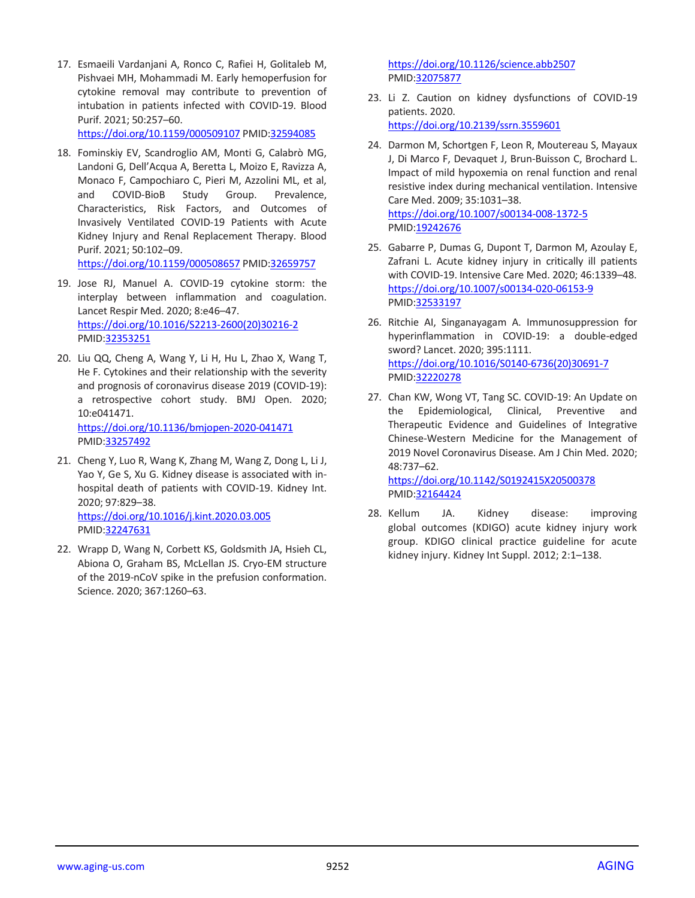17. Esmaeili Vardanjani A, Ronco C, Rafiei H, Golitaleb M, Pishvaei MH, Mohammadi M. Early hemoperfusion for cytokine removal may contribute to prevention of intubation in patients infected with COVID-19. Blood Purif. 2021; 50:257–60. https://doi.org/10.1159/000509107 PMID:32594085

18. Fominskiy EV, Scandroglio AM, Monti G, Calabrò MG, Landoni G, Dell'Acqua A, Beretta L, Moizo E, Ravizza A, Monaco F, Campochiaro C, Pieri M, Azzolini ML, et al, and COVID-BioB Study Group. Prevalence, Characteristics, Risk Factors, and Outcomes of Invasively Ventilated COVID-19 Patients with Acute Kidney Injury and Renal Replacement Therapy. Blood Purif. 2021; 50:102–09. https://doi.org/10.1159/000508657 PMID:32659757

19. Jose RJ, Manuel A. COVID-19 cytokine storm: the interplay between inflammation and coagulation. Lancet Respir Med. 2020; 8:e46–47. https://doi.org/10.1016/S2213-2600(20)30216-2 PMID:32353251

20. Liu QQ, Cheng A, Wang Y, Li H, Hu L, Zhao X, Wang T, He F. Cytokines and their relationship with the severity and prognosis of coronavirus disease 2019 (COVID-19): a retrospective cohort study. BMJ Open. 2020; 10:e041471. https://doi.org/10.1136/bmjopen-2020-041471 PMID:33257492

21. Cheng Y, Luo R, Wang K, Zhang M, Wang Z, Dong L, Li J, Yao Y, Ge S, Xu G. Kidney disease is associated with in-hospital death of patients with COVID-19. Kidney Int. 2020; 97:829–38. https://doi.org/10.1016/j.kint.2020.03.005 PMID:32247631

22. Wrapp D, Wang N, Corbett KS, Goldsmith JA, Hsieh CL, Abiona O, Graham BS, McLellan JS. Cryo-EM structure of the 2019-nCoV spike in the prefusion conformation. Science. 2020; 367:1260–63. https://doi.org/10.1126/science.abb2507 PMID:32075877

23. Li Z. Caution on kidney dysfunctions of COVID-19 patients. 2020. https://doi.org/10.2139/ssrn.3559601

24. Darmon M, Schortgen F, Leon R, Moutereau S, Mayaux J, Di Marco F, Devaquet J, Brun-Buisson C, Brochard L. Impact of mild hypoxemia on renal function and renal resistive index during mechanical ventilation. Intensive Care Med. 2009; 35:1031–38. https://doi.org/10.1007/s00134-008-1372-5 PMID:19242676

25. Gabarre P, Dumas G, Dupont T, Darmon M, Azoulay E, Zafrani L. Acute kidney injury in critically ill patients with COVID-19. Intensive Care Med. 2020; 46:1339–48. https://doi.org/10.1007/s00134-020-06153-9 PMID:32533197

26. Ritchie AI, Singanayagam A. Immunosuppression for hyperinflammation in COVID-19: a double-edged sword? Lancet. 2020; 395:1111. https://doi.org/10.1016/S0140-6736(20)30691-7 PMID:32220278

27. Chan KW, Wong VT, Tang SC. COVID-19: An Update on the Epidemiological, Clinical, Preventive and Therapeutic Evidence and Guidelines of Integrative Chinese-Western Medicine for the Management of 2019 Novel Coronavirus Disease. Am J Chin Med. 2020; 48:737–62. https://doi.org/10.1142/S0192415X20500378 PMID:32164424

28. Kellum JA. Kidney disease: improving global outcomes (KDIGO) acute kidney injury work group. KDIGO clinical practice guideline for acute kidney injury. Kidney Int Suppl. 2012; 2:1–138.